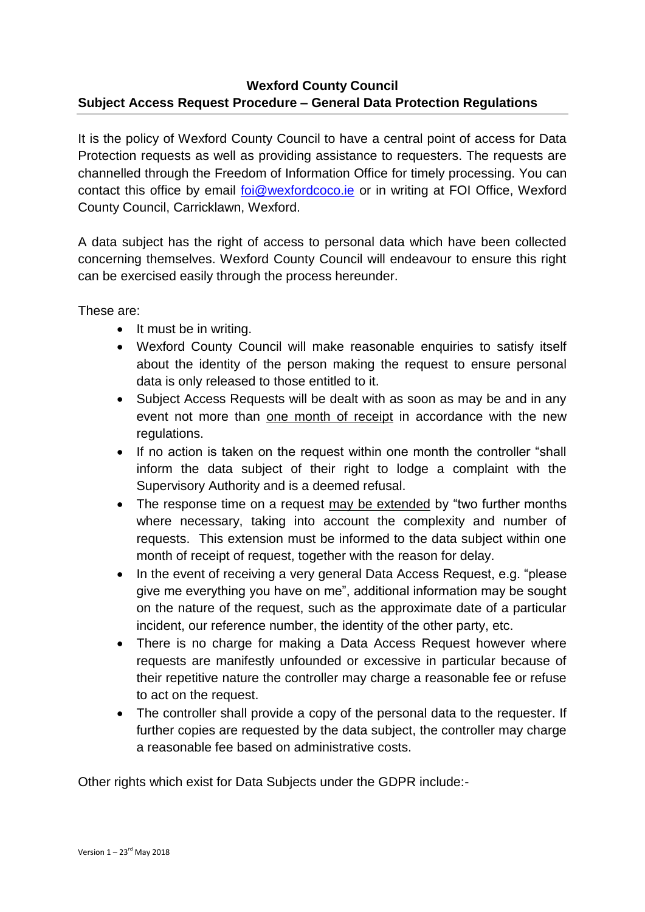**Wexford County Council**

**Subject Access Request Procedure – General Data Protection Regulations**

It is the policy of Wexford County Council to have a central point of access for Data Protection requests as well as providing assistance to requesters. The requests are channelled through the Freedom of Information Office for timely processing. You can contact this office by email foi@wexfordcoco.ie or in writing at FOI Office, Wexford County Council, Carricklawn, Wexford.

A data subject has the right of access to personal data which have been collected concerning themselves. Wexford County Council will endeavour to ensure this right can be exercised easily through the process hereunder.

These are:

- It must be in writing.
- Wexford County Council will make reasonable enquiries to satisfy itself about the identity of the person making the request to ensure personal data is only released to those entitled to it.
- Subject Access Requests will be dealt with as soon as may be and in any event not more than <u>one month of receipt</u> in accordance with the new regulations.
- If no action is taken on the request within one month the controller "shall inform the data subject of their right to lodge a complaint with the Supervisory Authority and is a deemed refusal.
- The response time on a request <u>may be extended</u> by "two further months where necessary, taking into account the complexity and number of requests. This extension must be informed to the data subject within one month of receipt of request, together with the reason for delay.
- In the event of receiving a very general Data Access Request, e.g. "please give me everything you have on me", additional information may be sought on the nature of the request, such as the approximate date of a particular incident, our reference number, the identity of the other party, etc.
- There is no charge for making a Data Access Request however where requests are manifestly unfounded or excessive in particular because of their repetitive nature the controller may charge a reasonable fee or refuse to act on the request.
- The controller shall provide a copy of the personal data to the requester. If further copies are requested by the data subject, the controller may charge a reasonable fee based on administrative costs.

Other rights which exist for Data Subjects under the GDPR include:-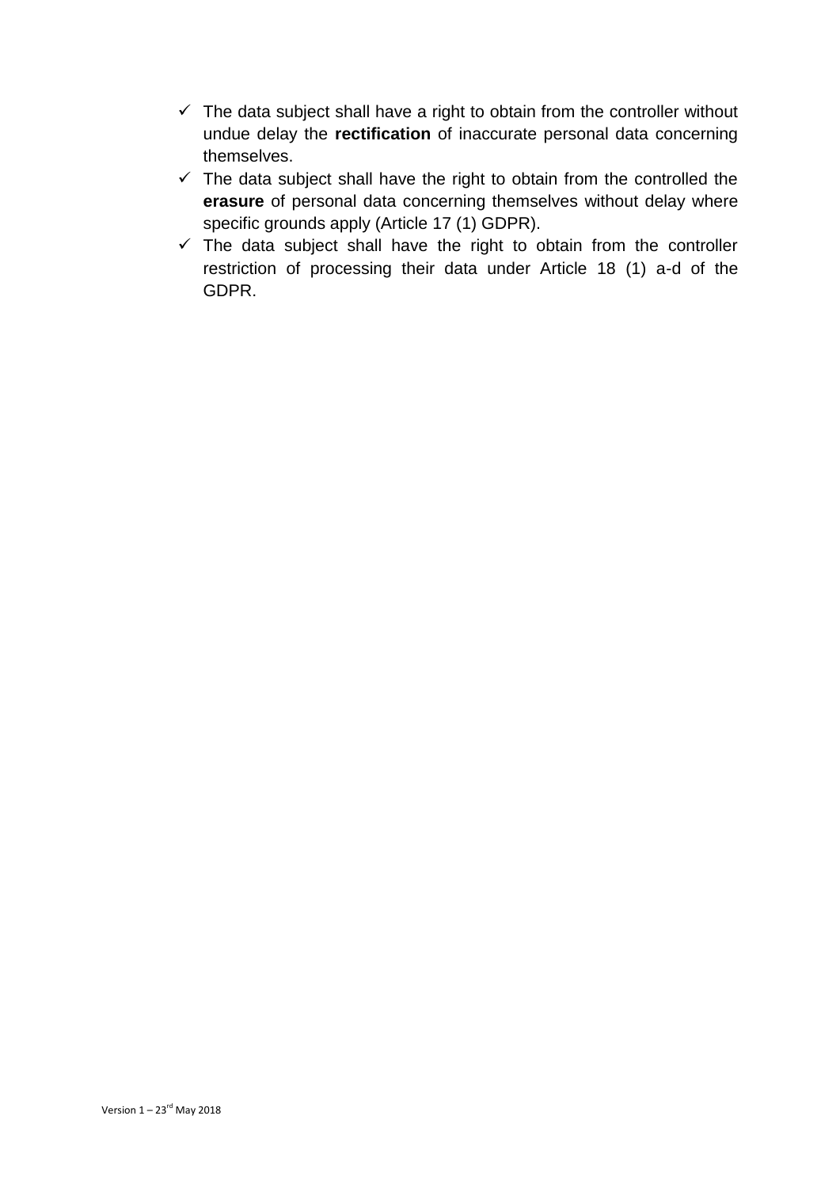- ✓ The data subject shall have a right to obtain from the controller without undue delay the **rectification** of inaccurate personal data concerning themselves.
- ✓ The data subject shall have the right to obtain from the controlled the **erasure** of personal data concerning themselves without delay where specific grounds apply (Article 17 (1) GDPR).
- ✓ The data subject shall have the right to obtain from the controller restriction of processing their data under Article 18 (1) a-d of the GDPR.